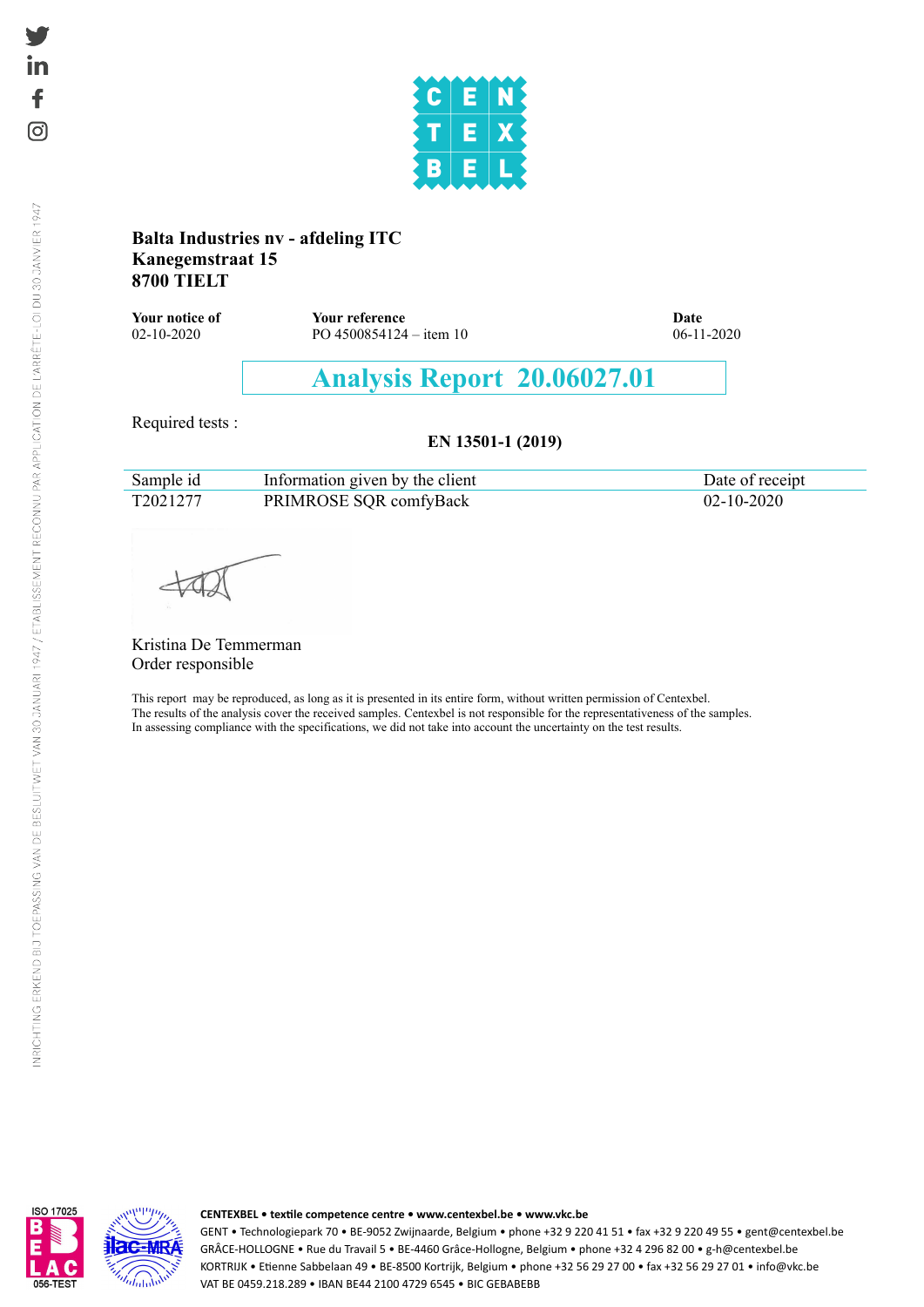**Balta Industries nv - afdeling ITC**
**Kanegemstraat 15**
**8700 TIELT**

| **Your notice of** | **Your reference** | **Date** |
|---|---|---|
| 02-10-2020 | PO 4500854124 – item 10 | 06-11-2020 |

# Analysis Report 20.06027.01

Required tests :

**EN 13501-1 (2019)**

| Sample id | Information given by the client | Date of receipt |
|---|---|---|
| T2021277 | PRIMROSE SQR comfyBack | 02-10-2020 |

Kristina De Temmerman
Order responsible

This report may be reproduced, as long as it is presented in its entire form, without written permission of Centexbel.
The results of the analysis cover the received samples. Centexbel is not responsible for the representativeness of the samples.
In assessing compliance with the specifications, we did not take into account the uncertainty on the test results.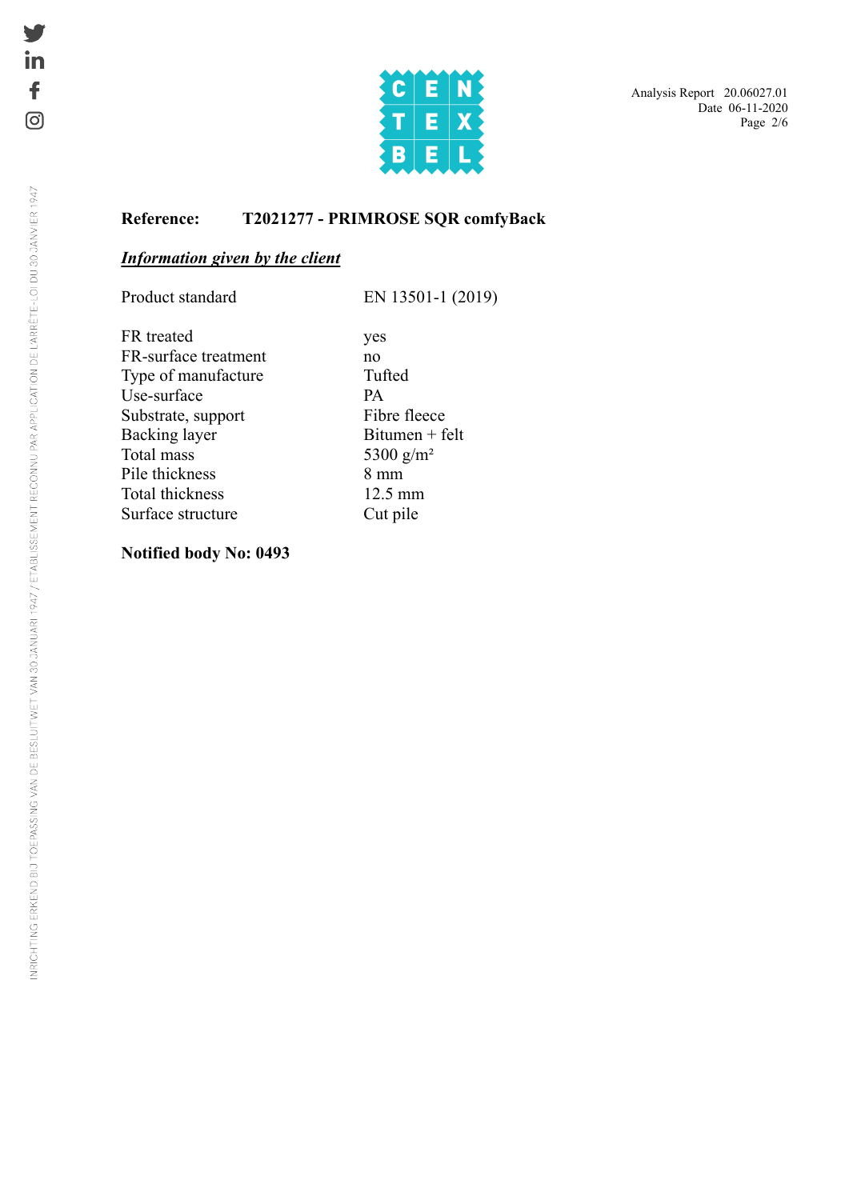**Reference:** **T2021277 - PRIMROSE SQR comfyBack**

***Information given by the client***

| | |
|---|---|
| Product standard | EN 13501-1 (2019) |
| FR treated | yes |
| FR-surface treatment | no |
| Type of manufacture | Tufted |
| Use-surface | PA |
| Substrate, support | Fibre fleece |
| Backing layer | Bitumen + felt |
| Total mass | 5300 g/m² |
| Pile thickness | 8 mm |
| Total thickness | 12.5 mm |
| Surface structure | Cut pile |

**Notified body No: 0493**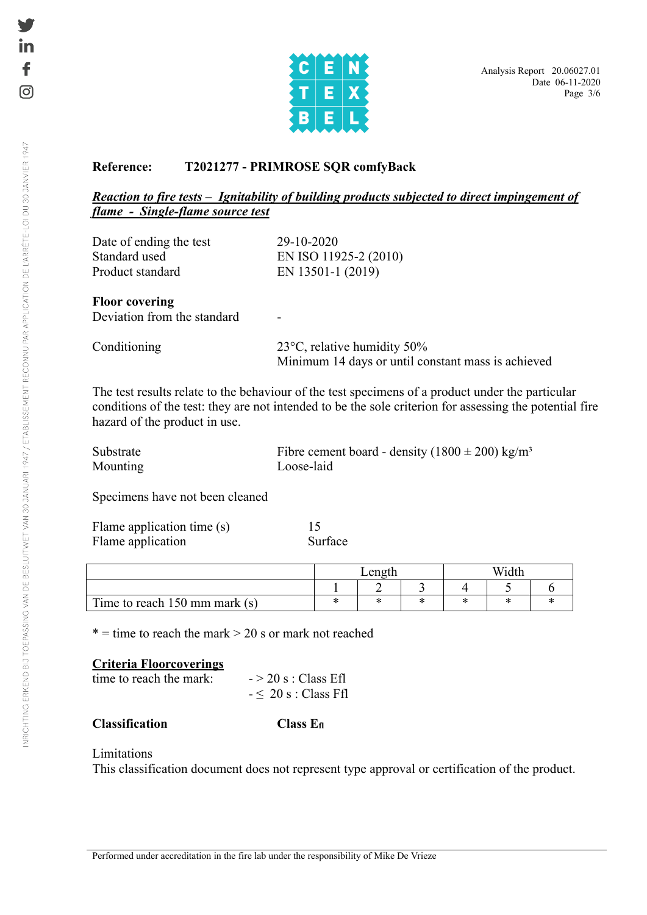**Reference:** **T2021277 - PRIMROSE SQR comfyBack**

***Reaction to fire tests – Ignitability of building products subjected to direct impingement of flame - Single-flame source test***

Date of ending the test: 29-10-2020
Standard used: EN ISO 11925-2 (2010)
Product standard: EN 13501-1 (2019)

**Floor covering**
Deviation from the standard: -

Conditioning: 23°C, relative humidity 50%
Minimum 14 days or until constant mass is achieved

The test results relate to the behaviour of the test specimens of a product under the particular conditions of the test: they are not intended to be the sole criterion for assessing the potential fire hazard of the product in use.

Substrate: Fibre cement board - density (1800 ± 200) kg/m³
Mounting: Loose-laid

Specimens have not been cleaned

Flame application time (s): 15
Flame application: Surface

| | Length | | | Width | | |
|---|---|---|---|---|---|---|
| | 1 | 2 | 3 | 4 | 5 | 6 |
| Time to reach 150 mm mark (s) | * | * | * | * | * | * |

* = time to reach the mark > 20 s or mark not reached

**Criteria Floorcoverings**

time to reach the mark:
- > 20 s : Class Efl
- ≤ 20 s : Class Ffl

**Classification** **Class $E_{fl}$**

Limitations
This classification document does not represent type approval or certification of the product.

Performed under accreditation in the fire lab under the responsibility of Mike De Vrieze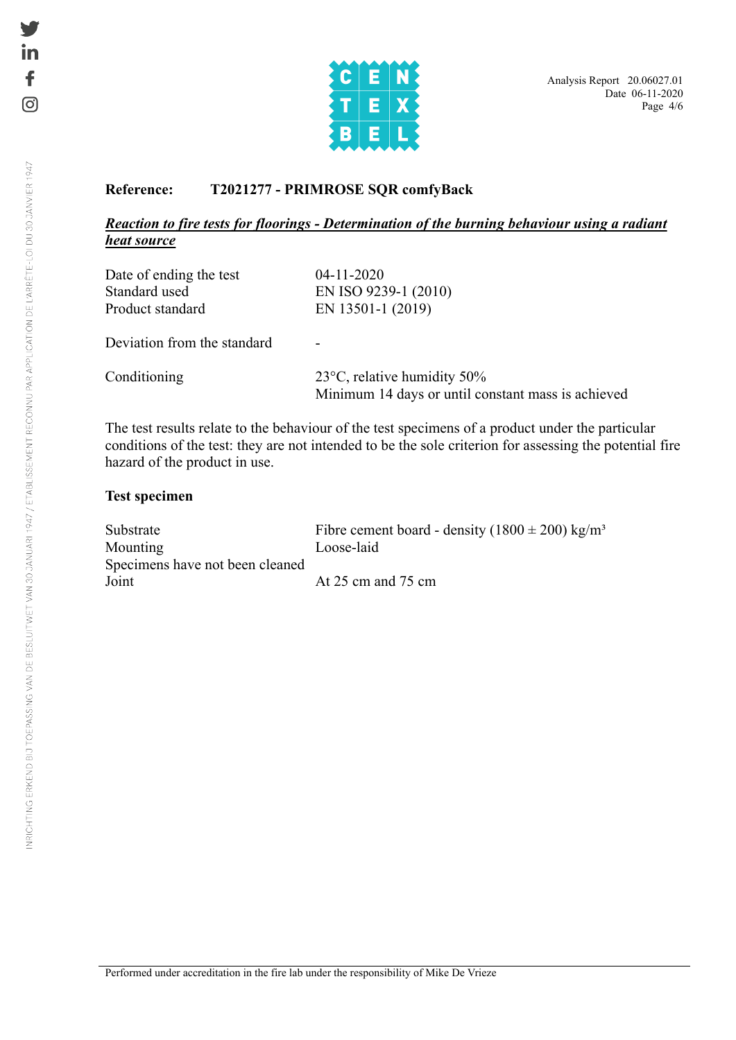**Reference:** **T2021277 - PRIMROSE SQR comfyBack**

***Reaction to fire tests for floorings - Determination of the burning behaviour using a radiant heat source***

| | |
|---|---|
| Date of ending the test | 04-11-2020 |
| Standard used | EN ISO 9239-1 (2010) |
| Product standard | EN 13501-1 (2019) |
| Deviation from the standard | - |
| Conditioning | 23°C, relative humidity 50%<br>Minimum 14 days or until constant mass is achieved |

The test results relate to the behaviour of the test specimens of a product under the particular conditions of the test: they are not intended to be the sole criterion for assessing the potential fire hazard of the product in use.

**Test specimen**

| | |
|---|---|
| Substrate | Fibre cement board - density (1800 ± 200) kg/m³ |
| Mounting | Loose-laid |
| Specimens have not been cleaned | |
| Joint | At 25 cm and 75 cm |

Performed under accreditation in the fire lab under the responsibility of Mike De Vrieze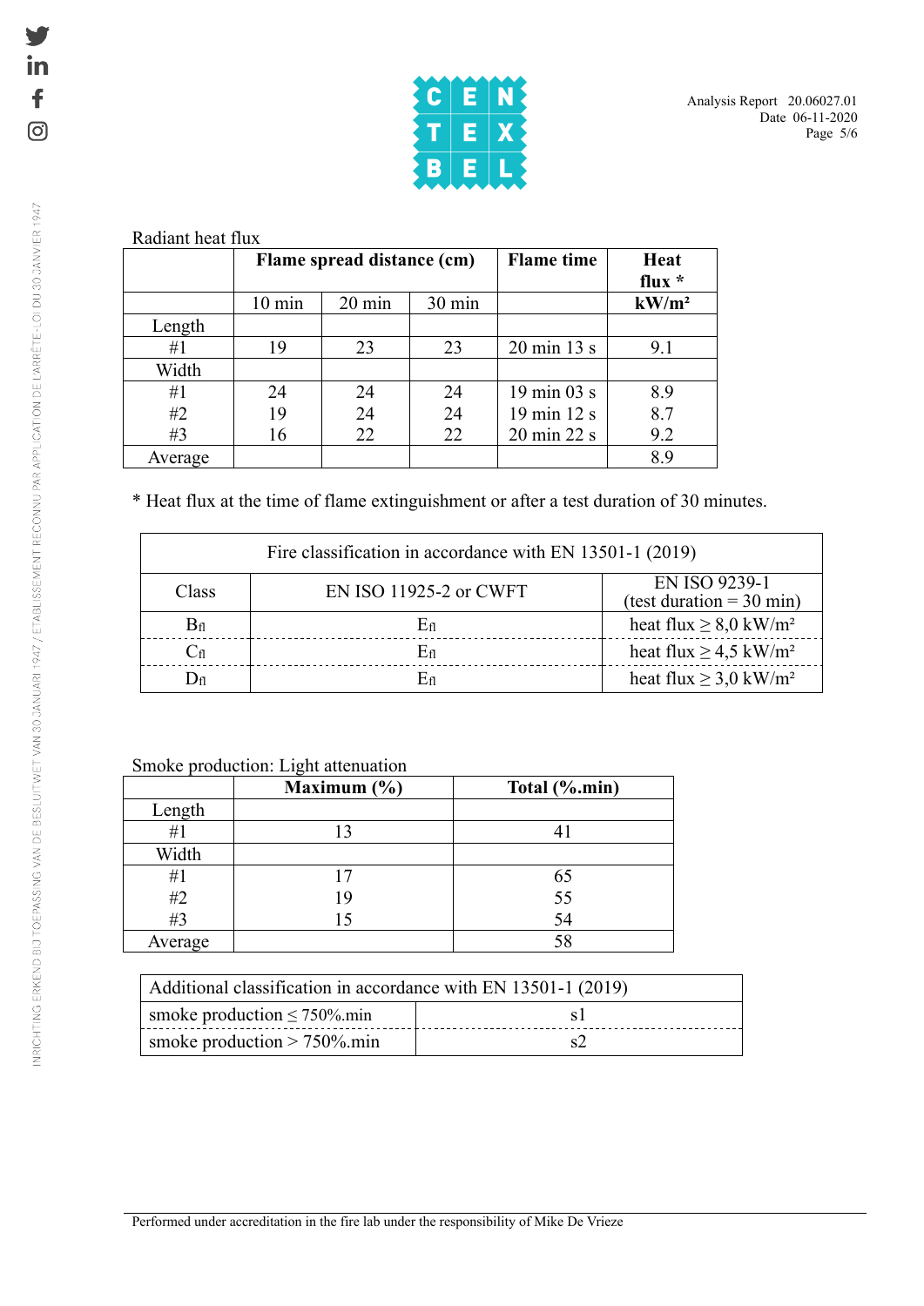Radiant heat flux

| | Flame spread distance (cm) | | | Flame time | Heat flux * |
|---|---|---|---|---|---|
| | 10 min | 20 min | 30 min | | kW/m² |
| Length | | | | | |
| #1 | 19 | 23 | 23 | 20 min 13 s | 9.1 |
| Width | | | | | |
| #1 | 24 | 24 | 24 | 19 min 03 s | 8.9 |
| #2 | 19 | 24 | 24 | 19 min 12 s | 8.7 |
| #3 | 16 | 22 | 22 | 20 min 22 s | 9.2 |
| Average | | | | | 8.9 |

* Heat flux at the time of flame extinguishment or after a test duration of 30 minutes.

| Fire classification in accordance with EN 13501-1 (2019) | | |
|---|---|---|
| Class | EN ISO 11925-2 or CWFT | EN ISO 9239-1 (test duration = 30 min) |
| $B_{fl}$ | $E_{fl}$ | heat flux ≥ 8,0 kW/m² |
| $C_{fl}$ | $E_{fl}$ | heat flux ≥ 4,5 kW/m² |
| $D_{fl}$ | $E_{fl}$ | heat flux ≥ 3,0 kW/m² |

Smoke production: Light attenuation

| | Maximum (%) | Total (%.min) |
|---|---|---|
| Length | | |
| #1 | 13 | 41 |
| Width | | |
| #1 | 17 | 65 |
| #2 | 19 | 55 |
| #3 | 15 | 54 |
| Average | | 58 |

| Additional classification in accordance with EN 13501-1 (2019) | |
|---|---|
| smoke production ≤ 750%.min | s1 |
| smoke production > 750%.min | s2 |

Performed under accreditation in the fire lab under the responsibility of Mike De Vrieze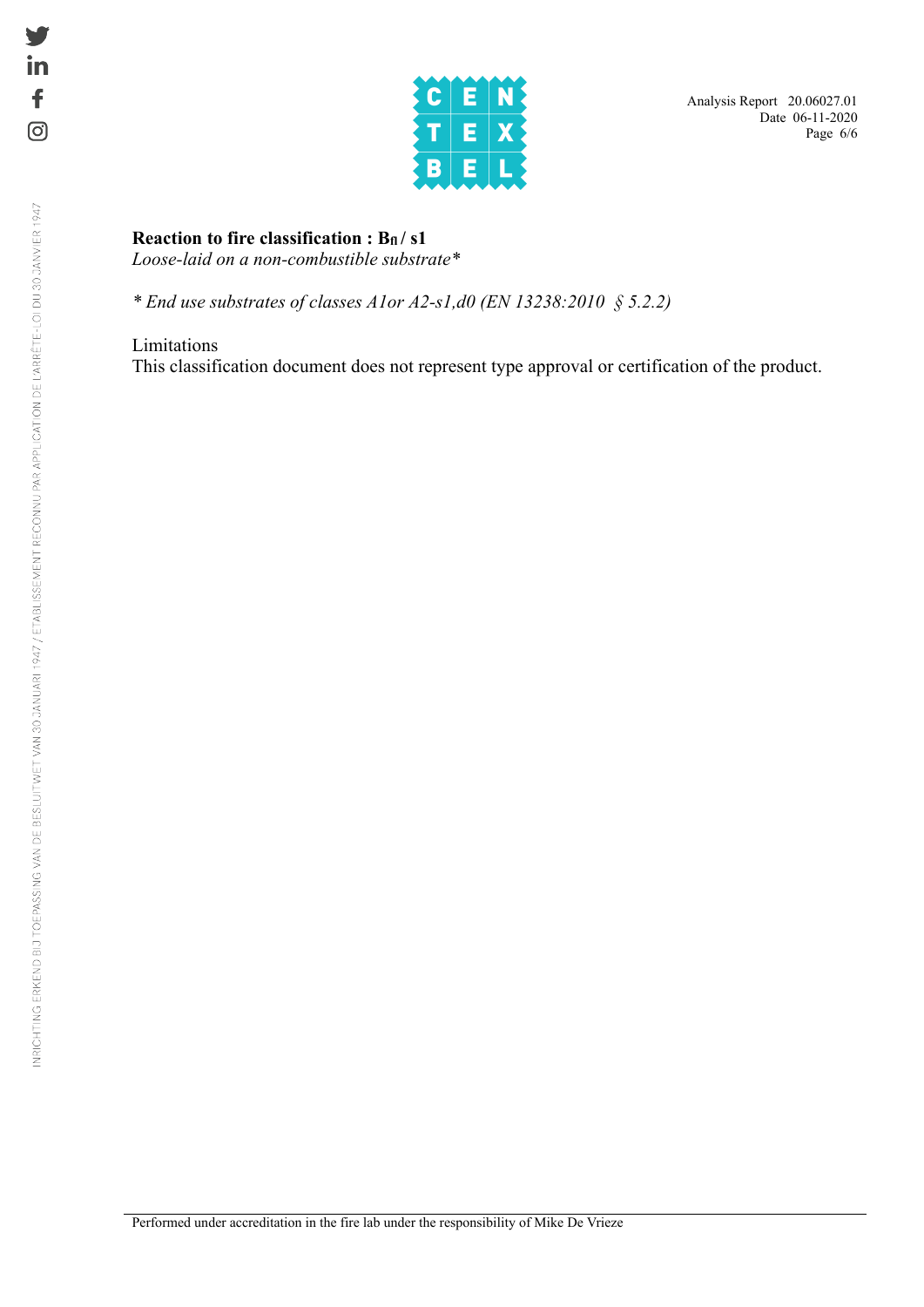**Reaction to fire classification : $B_{fl}$ / s1**

*Loose-laid on a non-combustible substrate**

** End use substrates of classes A1or A2-s1,d0 (EN 13238:2010 § 5.2.2)*

Limitations

This classification document does not represent type approval or certification of the product.

Performed under accreditation in the fire lab under the responsibility of Mike De Vrieze